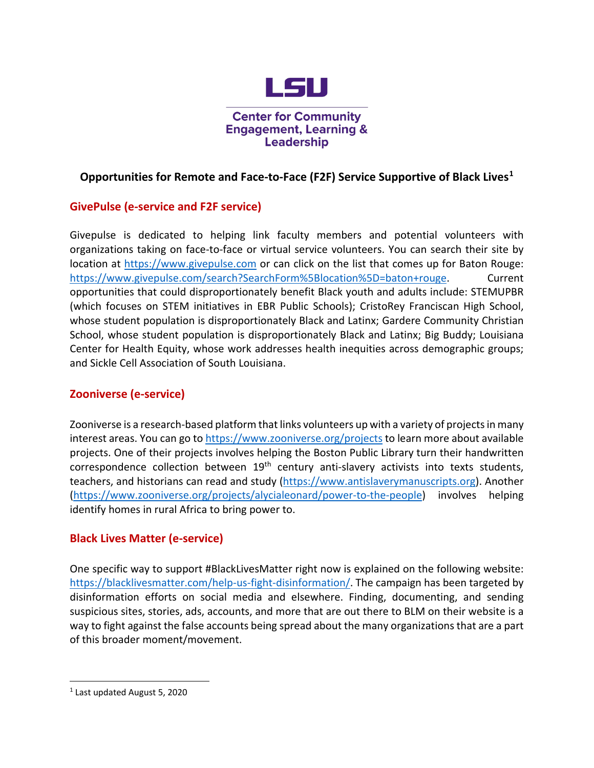LSU

Center for Community Engagement, Learning & Leadership

# Opportunities for Remote and Face-to-Face (F2F) Service Supportive of Black Lives[1]

## GivePulse (e-service and F2F service)

Givepulse is dedicated to helping link faculty members and potential volunteers with organizations taking on face-to-face or virtual service volunteers. You can search their site by location at https://www.givepulse.com or can click on the list that comes up for Baton Rouge: https://www.givepulse.com/search?SearchForm%5Blocation%5D=baton+rouge. Current opportunities that could disproportionately benefit Black youth and adults include: STEMUPBR (which focuses on STEM initiatives in EBR Public Schools); CristoRey Franciscan High School, whose student population is disproportionately Black and Latinx; Gardere Community Christian School, whose student population is disproportionately Black and Latinx; Big Buddy; Louisiana Center for Health Equity, whose work addresses health inequities across demographic groups; and Sickle Cell Association of South Louisiana.

## Zooniverse (e-service)

Zooniverse is a research-based platform that links volunteers up with a variety of projects in many interest areas. You can go to https://www.zooniverse.org/projects to learn more about available projects. One of their projects involves helping the Boston Public Library turn their handwritten correspondence collection between 19th century anti-slavery activists into texts students, teachers, and historians can read and study (https://www.antislaverymanuscripts.org). Another (https://www.zooniverse.org/projects/alycialeonard/power-to-the-people) involves helping identify homes in rural Africa to bring power to.

## Black Lives Matter (e-service)

One specific way to support #BlackLivesMatter right now is explained on the following website: https://blacklivesmatter.com/help-us-fight-disinformation/. The campaign has been targeted by disinformation efforts on social media and elsewhere. Finding, documenting, and sending suspicious sites, stories, ads, accounts, and more that are out there to BLM on their website is a way to fight against the false accounts being spread about the many organizations that are a part of this broader moment/movement.

---

[1] Last updated August 5, 2020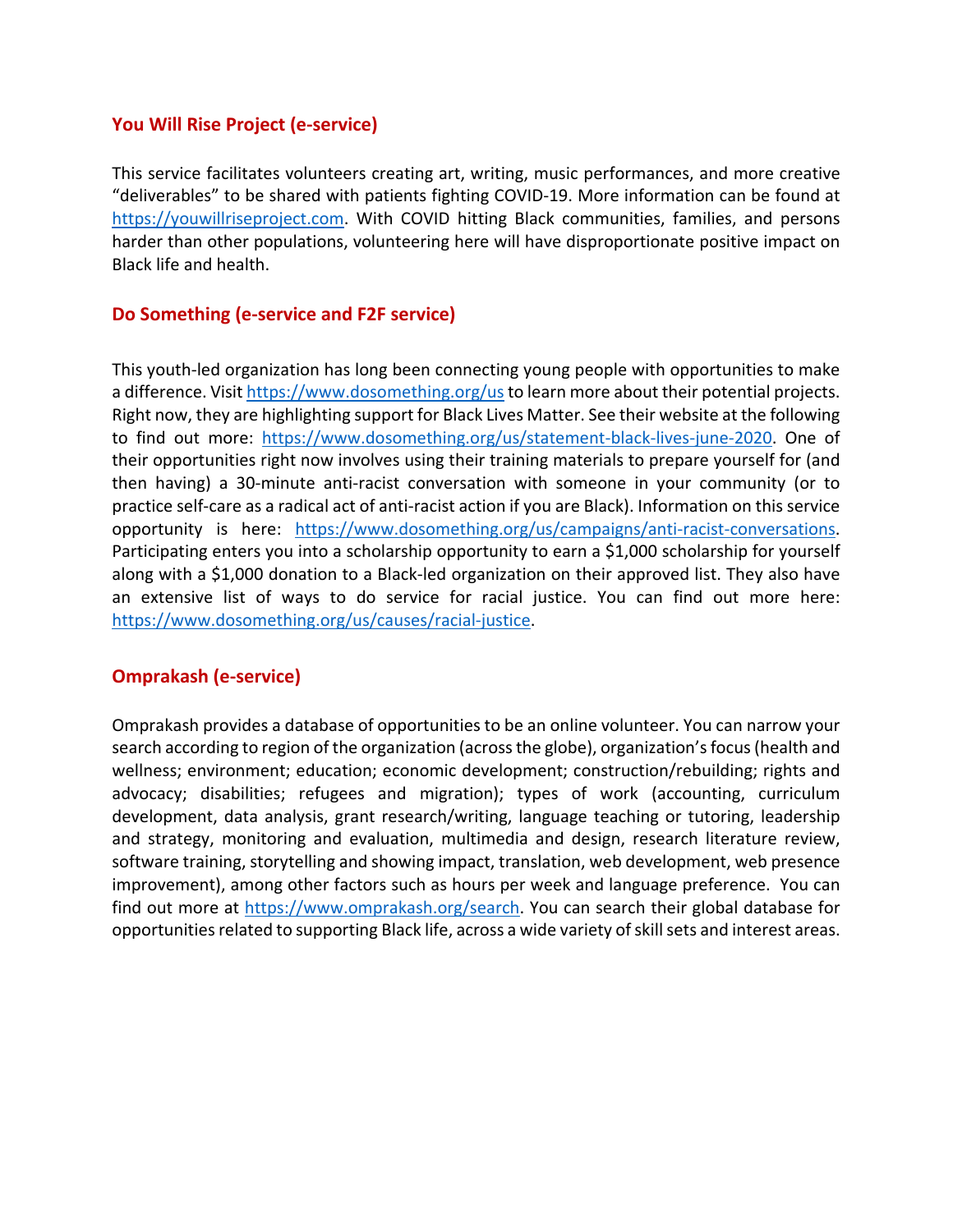### You Will Rise Project (e-service)

This service facilitates volunteers creating art, writing, music performances, and more creative "deliverables" to be shared with patients fighting COVID-19. More information can be found at https://youwillriseproject.com. With COVID hitting Black communities, families, and persons harder than other populations, volunteering here will have disproportionate positive impact on Black life and health.

### Do Something (e-service and F2F service)

This youth-led organization has long been connecting young people with opportunities to make a difference. Visit https://www.dosomething.org/us to learn more about their potential projects. Right now, they are highlighting support for Black Lives Matter. See their website at the following to find out more: https://www.dosomething.org/us/statement-black-lives-june-2020. One of their opportunities right now involves using their training materials to prepare yourself for (and then having) a 30-minute anti-racist conversation with someone in your community (or to practice self-care as a radical act of anti-racist action if you are Black). Information on this service opportunity is here: https://www.dosomething.org/us/campaigns/anti-racist-conversations. Participating enters you into a scholarship opportunity to earn a $1,000 scholarship for yourself along with a $1,000 donation to a Black-led organization on their approved list. They also have an extensive list of ways to do service for racial justice. You can find out more here: https://www.dosomething.org/us/causes/racial-justice.

### Omprakash (e-service)

Omprakash provides a database of opportunities to be an online volunteer. You can narrow your search according to region of the organization (across the globe), organization's focus (health and wellness; environment; education; economic development; construction/rebuilding; rights and advocacy; disabilities; refugees and migration); types of work (accounting, curriculum development, data analysis, grant research/writing, language teaching or tutoring, leadership and strategy, monitoring and evaluation, multimedia and design, research literature review, software training, storytelling and showing impact, translation, web development, web presence improvement), among other factors such as hours per week and language preference. You can find out more at https://www.omprakash.org/search. You can search their global database for opportunities related to supporting Black life, across a wide variety of skill sets and interest areas.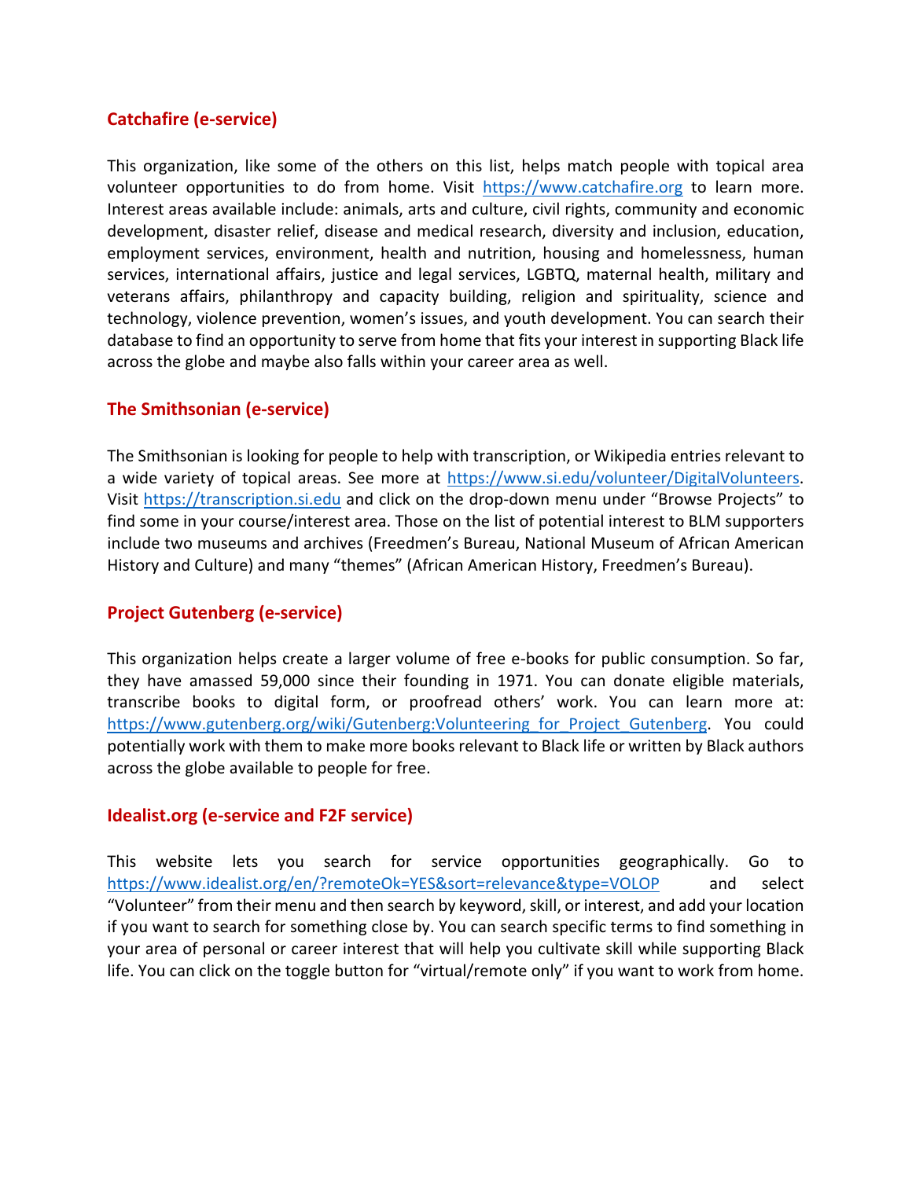## Catchafire (e-service)

This organization, like some of the others on this list, helps match people with topical area volunteer opportunities to do from home. Visit https://www.catchafire.org to learn more. Interest areas available include: animals, arts and culture, civil rights, community and economic development, disaster relief, disease and medical research, diversity and inclusion, education, employment services, environment, health and nutrition, housing and homelessness, human services, international affairs, justice and legal services, LGBTQ, maternal health, military and veterans affairs, philanthropy and capacity building, religion and spirituality, science and technology, violence prevention, women's issues, and youth development. You can search their database to find an opportunity to serve from home that fits your interest in supporting Black life across the globe and maybe also falls within your career area as well.

## The Smithsonian (e-service)

The Smithsonian is looking for people to help with transcription, or Wikipedia entries relevant to a wide variety of topical areas. See more at https://www.si.edu/volunteer/DigitalVolunteers. Visit https://transcription.si.edu and click on the drop-down menu under "Browse Projects" to find some in your course/interest area. Those on the list of potential interest to BLM supporters include two museums and archives (Freedmen's Bureau, National Museum of African American History and Culture) and many "themes" (African American History, Freedmen's Bureau).

## Project Gutenberg (e-service)

This organization helps create a larger volume of free e-books for public consumption. So far, they have amassed 59,000 since their founding in 1971. You can donate eligible materials, transcribe books to digital form, or proofread others' work. You can learn more at: https://www.gutenberg.org/wiki/Gutenberg:Volunteering_for_Project_Gutenberg. You could potentially work with them to make more books relevant to Black life or written by Black authors across the globe available to people for free.

## Idealist.org (e-service and F2F service)

This website lets you search for service opportunities geographically. Go to https://www.idealist.org/en/?remoteOk=YES&sort=relevance&type=VOLOP and select "Volunteer" from their menu and then search by keyword, skill, or interest, and add your location if you want to search for something close by. You can search specific terms to find something in your area of personal or career interest that will help you cultivate skill while supporting Black life. You can click on the toggle button for "virtual/remote only" if you want to work from home.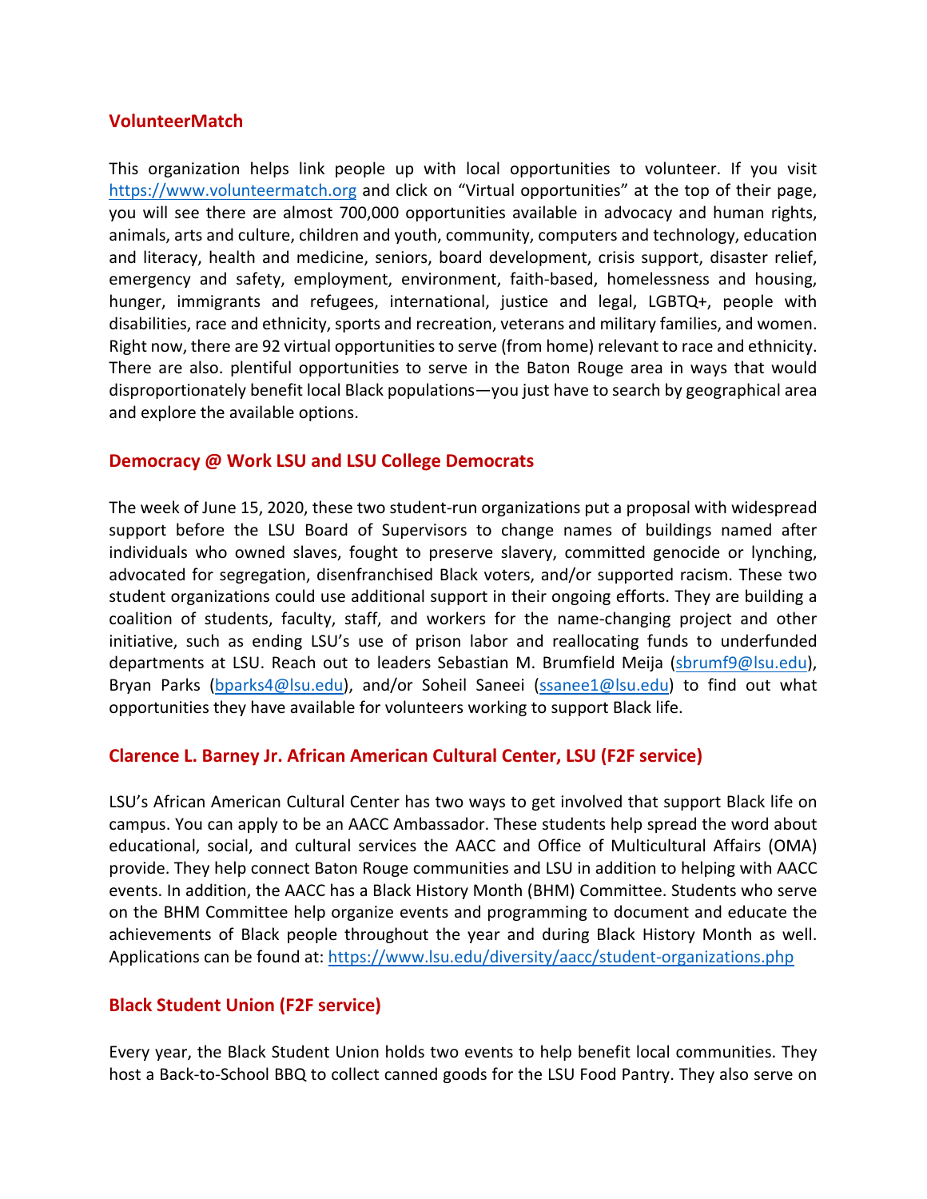### VolunteerMatch

This organization helps link people up with local opportunities to volunteer. If you visit https://www.volunteermatch.org and click on "Virtual opportunities" at the top of their page, you will see there are almost 700,000 opportunities available in advocacy and human rights, animals, arts and culture, children and youth, community, computers and technology, education and literacy, health and medicine, seniors, board development, crisis support, disaster relief, emergency and safety, employment, environment, faith-based, homelessness and housing, hunger, immigrants and refugees, international, justice and legal, LGBTQ+, people with disabilities, race and ethnicity, sports and recreation, veterans and military families, and women. Right now, there are 92 virtual opportunities to serve (from home) relevant to race and ethnicity. There are also. plentiful opportunities to serve in the Baton Rouge area in ways that would disproportionately benefit local Black populations—you just have to search by geographical area and explore the available options.

### Democracy @ Work LSU and LSU College Democrats

The week of June 15, 2020, these two student-run organizations put a proposal with widespread support before the LSU Board of Supervisors to change names of buildings named after individuals who owned slaves, fought to preserve slavery, committed genocide or lynching, advocated for segregation, disenfranchised Black voters, and/or supported racism. These two student organizations could use additional support in their ongoing efforts. They are building a coalition of students, faculty, staff, and workers for the name-changing project and other initiative, such as ending LSU's use of prison labor and reallocating funds to underfunded departments at LSU. Reach out to leaders Sebastian M. Brumfield Meija (sbrumf9@lsu.edu), Bryan Parks (bparks4@lsu.edu), and/or Soheil Saneei (ssanee1@lsu.edu) to find out what opportunities they have available for volunteers working to support Black life.

### Clarence L. Barney Jr. African American Cultural Center, LSU (F2F service)

LSU's African American Cultural Center has two ways to get involved that support Black life on campus. You can apply to be an AACC Ambassador. These students help spread the word about educational, social, and cultural services the AACC and Office of Multicultural Affairs (OMA) provide. They help connect Baton Rouge communities and LSU in addition to helping with AACC events. In addition, the AACC has a Black History Month (BHM) Committee. Students who serve on the BHM Committee help organize events and programming to document and educate the achievements of Black people throughout the year and during Black History Month as well. Applications can be found at: https://www.lsu.edu/diversity/aacc/student-organizations.php

### Black Student Union (F2F service)

Every year, the Black Student Union holds two events to help benefit local communities. They host a Back-to-School BBQ to collect canned goods for the LSU Food Pantry. They also serve on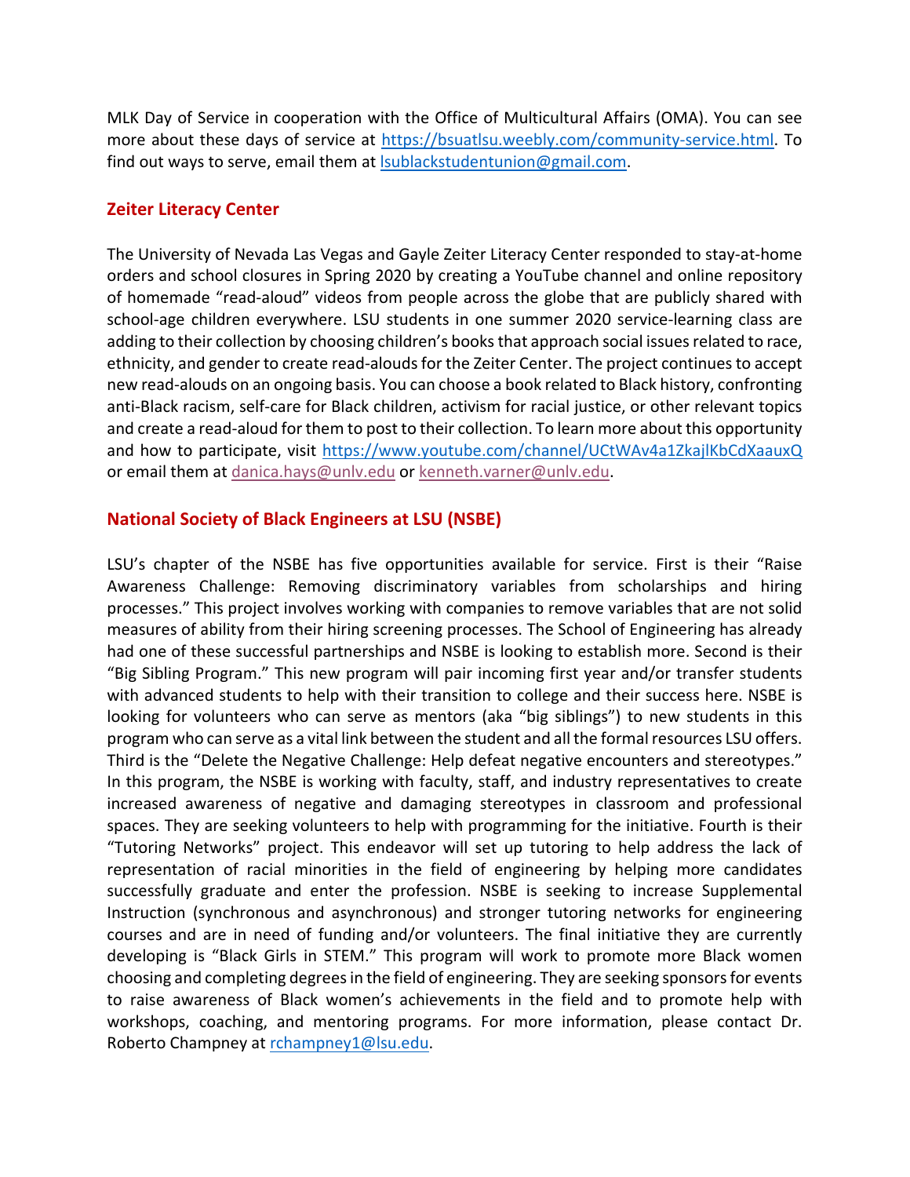MLK Day of Service in cooperation with the Office of Multicultural Affairs (OMA). You can see more about these days of service at https://bsuatlsu.weebly.com/community-service.html. To find out ways to serve, email them at lsublackstudentunion@gmail.com.

## Zeiter Literacy Center

The University of Nevada Las Vegas and Gayle Zeiter Literacy Center responded to stay-at-home orders and school closures in Spring 2020 by creating a YouTube channel and online repository of homemade "read-aloud" videos from people across the globe that are publicly shared with school-age children everywhere. LSU students in one summer 2020 service-learning class are adding to their collection by choosing children's books that approach social issues related to race, ethnicity, and gender to create read-alouds for the Zeiter Center. The project continues to accept new read-alouds on an ongoing basis. You can choose a book related to Black history, confronting anti-Black racism, self-care for Black children, activism for racial justice, or other relevant topics and create a read-aloud for them to post to their collection. To learn more about this opportunity and how to participate, visit https://www.youtube.com/channel/UCtWAv4a1ZkajlKbCdXaauxQ or email them at danica.hays@unlv.edu or kenneth.varner@unlv.edu.

## National Society of Black Engineers at LSU (NSBE)

LSU's chapter of the NSBE has five opportunities available for service. First is their "Raise Awareness Challenge: Removing discriminatory variables from scholarships and hiring processes." This project involves working with companies to remove variables that are not solid measures of ability from their hiring screening processes. The School of Engineering has already had one of these successful partnerships and NSBE is looking to establish more. Second is their "Big Sibling Program." This new program will pair incoming first year and/or transfer students with advanced students to help with their transition to college and their success here. NSBE is looking for volunteers who can serve as mentors (aka "big siblings") to new students in this program who can serve as a vital link between the student and all the formal resources LSU offers. Third is the "Delete the Negative Challenge: Help defeat negative encounters and stereotypes." In this program, the NSBE is working with faculty, staff, and industry representatives to create increased awareness of negative and damaging stereotypes in classroom and professional spaces. They are seeking volunteers to help with programming for the initiative. Fourth is their "Tutoring Networks" project. This endeavor will set up tutoring to help address the lack of representation of racial minorities in the field of engineering by helping more candidates successfully graduate and enter the profession. NSBE is seeking to increase Supplemental Instruction (synchronous and asynchronous) and stronger tutoring networks for engineering courses and are in need of funding and/or volunteers. The final initiative they are currently developing is "Black Girls in STEM." This program will work to promote more Black women choosing and completing degrees in the field of engineering. They are seeking sponsors for events to raise awareness of Black women's achievements in the field and to promote help with workshops, coaching, and mentoring programs. For more information, please contact Dr. Roberto Champney at rchampney1@lsu.edu.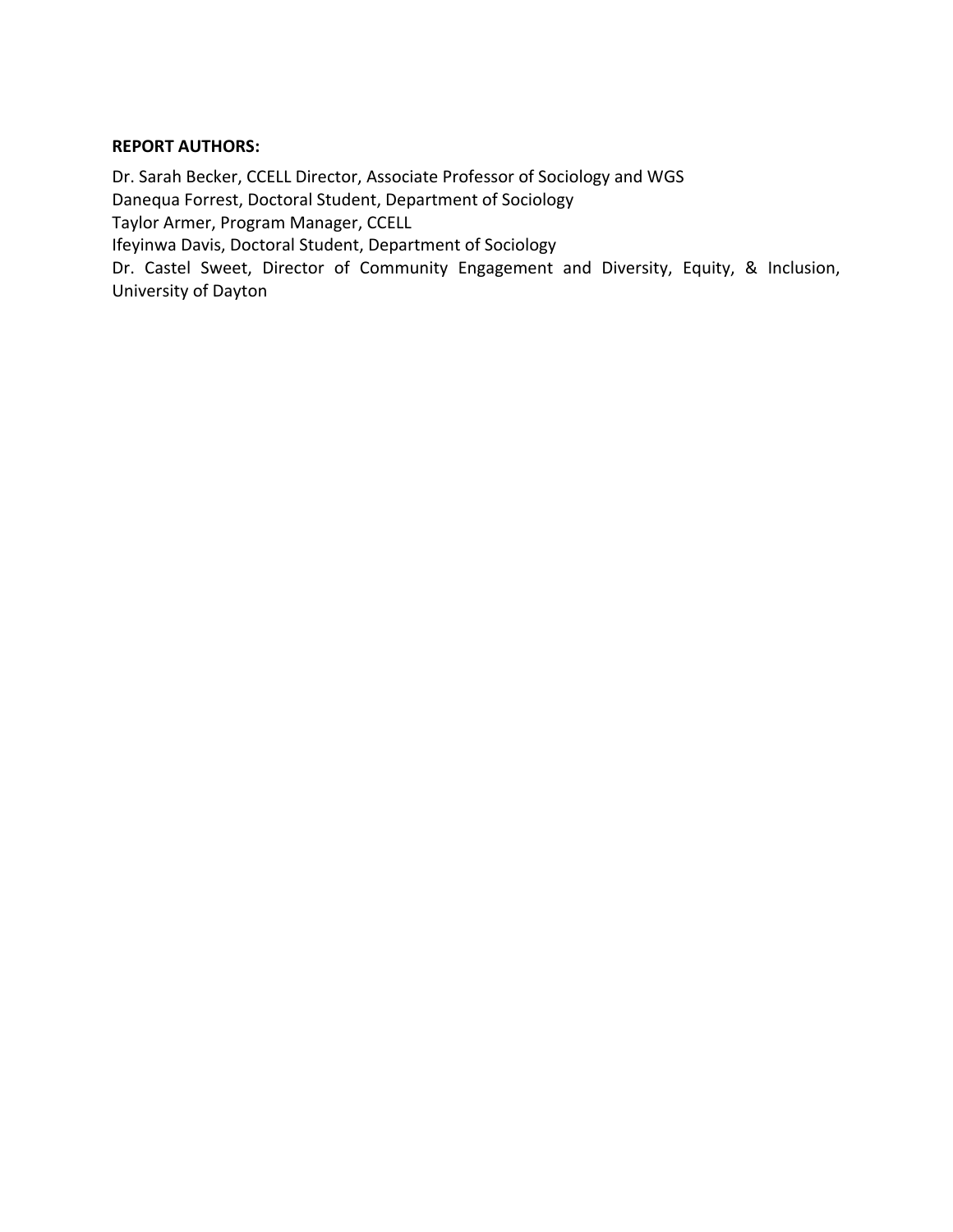**REPORT AUTHORS:**

Dr. Sarah Becker, CCELL Director, Associate Professor of Sociology and WGS
Danequa Forrest, Doctoral Student, Department of Sociology
Taylor Armer, Program Manager, CCELL
Ifeyinwa Davis, Doctoral Student, Department of Sociology
Dr. Castel Sweet, Director of Community Engagement and Diversity, Equity, & Inclusion, University of Dayton